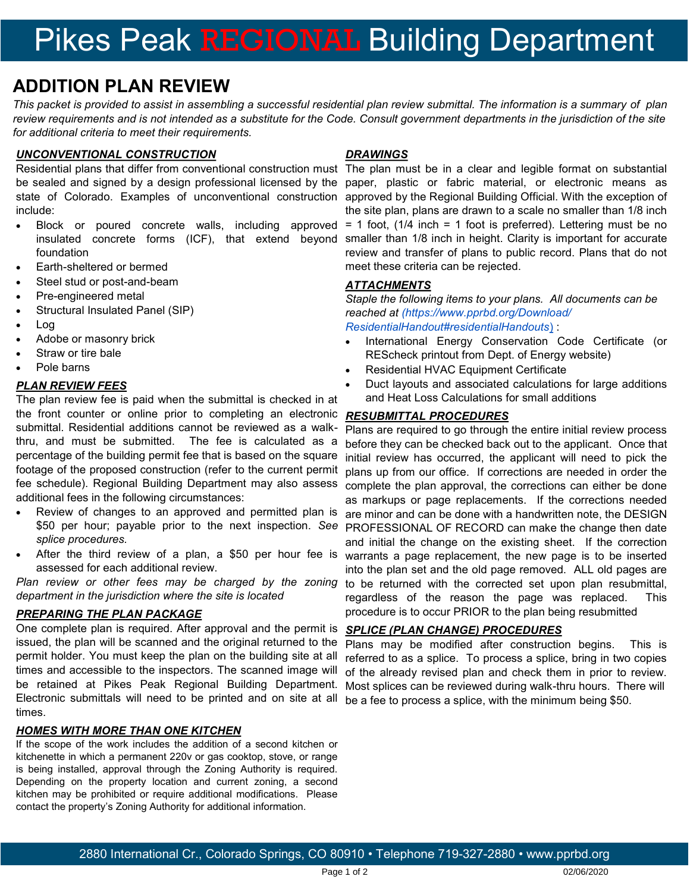# Pikes Peak REGIONAL Building Department

## ADDITION PLAN REVIEW

*This packet is provided to assist in assembling a successful residential plan review submittal. The information is a summary of plan review requirements and is not intended as a substitute for the Code. Consult government departments in the jurisdiction of the site for additional criteria to meet their requirements.*

### *UNCONVENTIONAL CONSTRUCTION*

Residential plans that differ from conventional construction must be sealed and signed by a design professional licensed by the state of Colorado. Examples of unconventional construction include:

- Block or poured concrete walls, including approved insulated concrete forms (ICF), that extend beyond foundation
- Earth-sheltered or bermed
- Steel stud or post-and-beam
- Pre-engineered metal
- Structural Insulated Panel (SIP)
- Log
- Adobe or masonry brick
- Straw or tire bale
- Pole barns

### *PLAN REVIEW FEES*

The plan review fee is paid when the submittal is checked in at the front counter or online prior to completing an electronic submittal. Residential additions cannot be reviewed as a walk-thru, and must be submitted. The fee is calculated as a percentage of the building permit fee that is based on the square footage of the proposed construction (refer to the current permit fee schedule). Regional Building Department may also assess additional fees in the following circumstances:

- Review of changes to an approved and permitted plan is $50 per hour; payable prior to the next inspection. *See splice procedures.*
- After the third review of a plan, a $50 per hour fee is assessed for each additional review.

*Plan review or other fees may be charged by the zoning department in the jurisdiction where the site is located*

### *PREPARING THE PLAN PACKAGE*

One complete plan is required. After approval and the permit is issued, the plan will be scanned and the original returned to the permit holder. You must keep the plan on the building site at all times and accessible to the inspectors. The scanned image will be retained at Pikes Peak Regional Building Department. Electronic submittals will need to be printed and on site at all times.

### *HOMES WITH MORE THAN ONE KITCHEN*

If the scope of the work includes the addition of a second kitchen or kitchenette in which a permanent 220v or gas cooktop, stove, or range is being installed, approval through the Zoning Authority is required. Depending on the property location and current zoning, a second kitchen may be prohibited or require additional modifications. Please contact the property's Zoning Authority for additional information.

### *DRAWINGS*

The plan must be in a clear and legible format on substantial paper, plastic or fabric material, or electronic means as approved by the Regional Building Official. With the exception of the site plan, plans are drawn to a scale no smaller than 1/8 inch = 1 foot, (1/4 inch = 1 foot is preferred). Lettering must be no smaller than 1/8 inch in height. Clarity is important for accurate review and transfer of plans to public record. Plans that do not meet these criteria can be rejected.

### *ATTACHMENTS*

*Staple the following items to your plans. All documents can be reached at (https://www.pprbd.org/Download/ResidentialHandout#residentialHandouts)* :

- International Energy Conservation Code Certificate (or REScheck printout from Dept. of Energy website)
- Residential HVAC Equipment Certificate
- Duct layouts and associated calculations for large additions and Heat Loss Calculations for small additions

### *RESUBMITTAL PROCEDURES*

Plans are required to go through the entire initial review process before they can be checked back out to the applicant. Once that initial review has occurred, the applicant will need to pick the plans up from our office. If corrections are needed in order the complete the plan approval, the corrections can either be done as markups or page replacements. If the corrections needed are minor and can be done with a handwritten note, the DESIGN PROFESSIONAL OF RECORD can make the change then date and initial the change on the existing sheet. If the correction warrants a page replacement, the new page is to be inserted into the plan set and the old page removed. ALL old pages are to be returned with the corrected set upon plan resubmittal, regardless of the reason the page was replaced. This procedure is to occur PRIOR to the plan being resubmitted

### *SPLICE (PLAN CHANGE) PROCEDURES*

Plans may be modified after construction begins. This is referred to as a splice. To process a splice, bring in two copies of the already revised plan and check them in prior to review. Most splices can be reviewed during walk-thru hours. There will be a fee to process a splice, with the minimum being $50.

2880 International Cr., Colorado Springs, CO 80910 • Telephone 719-327-2880 • www.pprbd.org

02/06/2020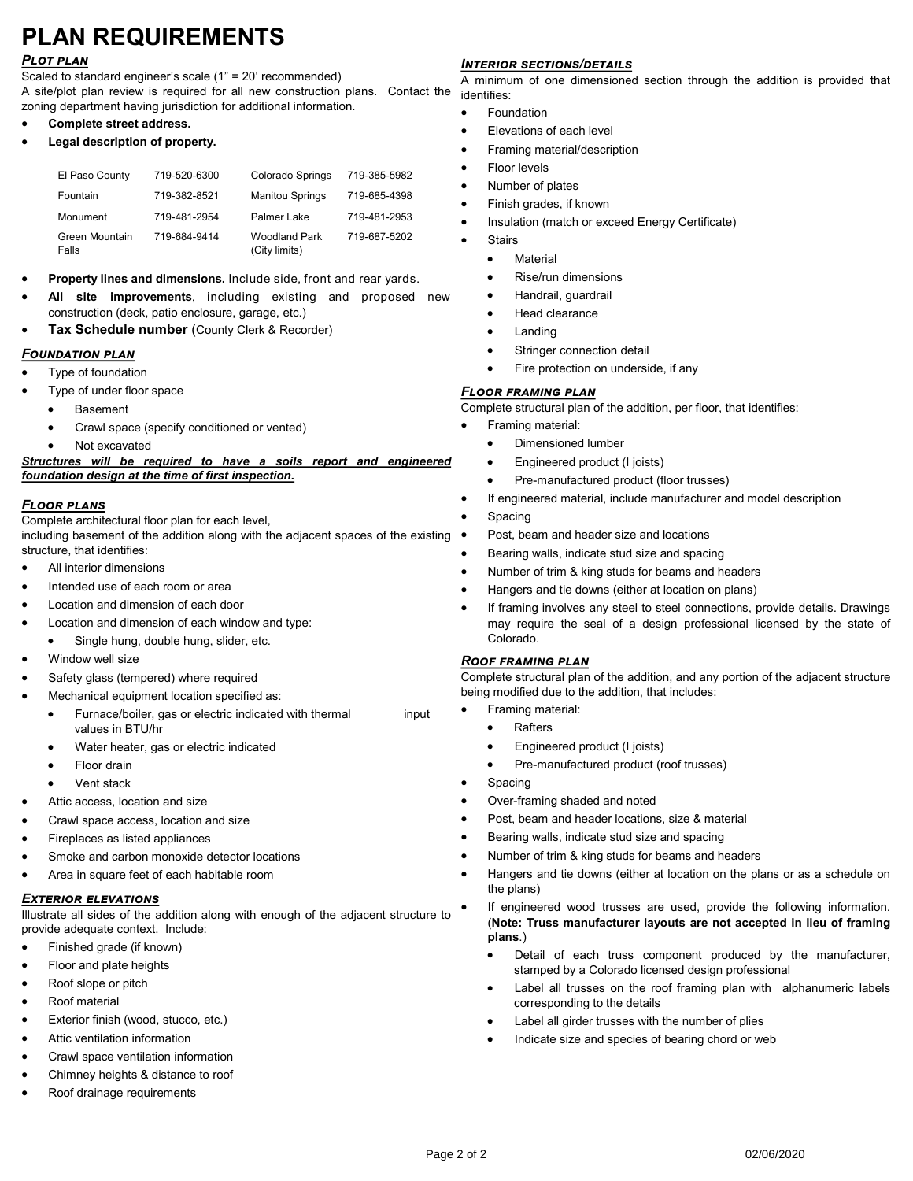# PLAN REQUIREMENTS

## *Plot plan*

Scaled to standard engineer's scale (1" = 20' recommended)

A site/plot plan review is required for all new construction plans. Contact the zoning department having jurisdiction for additional information.

- **Complete street address.**
- **Legal description of property.**

| | | | |
|---|---|---|---|
| El Paso County | 719-520-6300 | Colorado Springs | 719-385-5982 |
| Fountain | 719-382-8521 | Manitou Springs | 719-685-4398 |
| Monument | 719-481-2954 | Palmer Lake | 719-481-2953 |
| Green Mountain Falls | 719-684-9414 | Woodland Park (City limits) | 719-687-5202 |

- **Property lines and dimensions.** Include side, front and rear yards.
- **All site improvements**, including existing and proposed new construction (deck, patio enclosure, garage, etc.)
- **Tax Schedule number** (County Clerk & Recorder)

## *Foundation plan*

- Type of foundation
- Type of under floor space
  - Basement
  - Crawl space (specify conditioned or vented)
  - Not excavated

***Structures will be required to have a soils report and engineered foundation design at the time of first inspection.***

## *Floor plans*

Complete architectural floor plan for each level, including basement of the addition along with the adjacent spaces of the existing structure, that identifies:

- All interior dimensions
- Intended use of each room or area
- Location and dimension of each door
- Location and dimension of each window and type:
  - Single hung, double hung, slider, etc.
- Window well size
- Safety glass (tempered) where required
- Mechanical equipment location specified as:
  - Furnace/boiler, gas or electric indicated with thermal input values in BTU/hr
  - Water heater, gas or electric indicated
  - Floor drain
  - Vent stack
- Attic access, location and size
- Crawl space access, location and size
- Fireplaces as listed appliances
- Smoke and carbon monoxide detector locations
- Area in square feet of each habitable room

## *Exterior elevations*

Illustrate all sides of the addition along with enough of the adjacent structure to provide adequate context. Include:

- Finished grade (if known)
- Floor and plate heights
- Roof slope or pitch
- Roof material
- Exterior finish (wood, stucco, etc.)
- Attic ventilation information
- Crawl space ventilation information
- Chimney heights & distance to roof
- Roof drainage requirements

## *Interior sections/details*

A minimum of one dimensioned section through the addition is provided that identifies:

- Foundation
- Elevations of each level
- Framing material/description
- Floor levels
- Number of plates
- Finish grades, if known
- Insulation (match or exceed Energy Certificate)
- Stairs
  - Material
  - Rise/run dimensions
  - Handrail, guardrail
  - Head clearance
  - Landing
  - Stringer connection detail
  - Fire protection on underside, if any

## *Floor framing plan*

Complete structural plan of the addition, per floor, that identifies:

- Framing material:
  - Dimensioned lumber
  - Engineered product (I joists)
  - Pre-manufactured product (floor trusses)
- If engineered material, include manufacturer and model description
- Spacing
- Post, beam and header size and locations
- Bearing walls, indicate stud size and spacing
- Number of trim & king studs for beams and headers
- Hangers and tie downs (either at location on plans)
- If framing involves any steel to steel connections, provide details. Drawings may require the seal of a design professional licensed by the state of Colorado.

## *Roof framing plan*

Complete structural plan of the addition, and any portion of the adjacent structure being modified due to the addition, that includes:

- Framing material:
  - Rafters
  - Engineered product (I joists)
  - Pre-manufactured product (roof trusses)
- Spacing
- Over-framing shaded and noted
- Post, beam and header locations, size & material
- Bearing walls, indicate stud size and spacing
- Number of trim & king studs for beams and headers
- Hangers and tie downs (either at location on the plans or as a schedule on the plans)
- If engineered wood trusses are used, provide the following information. (**Note: Truss manufacturer layouts are not accepted in lieu of framing plans**.)
  - Detail of each truss component produced by the manufacturer, stamped by a Colorado licensed design professional
  - Label all trusses on the roof framing plan with alphanumeric labels corresponding to the details
  - Label all girder trusses with the number of plies
  - Indicate size and species of bearing chord or web